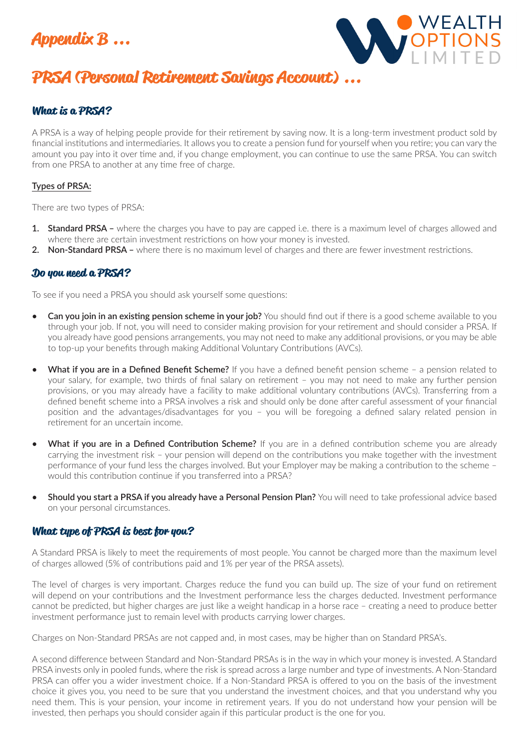# Appendix B ...

## PRSA (Personal Retirement Savings Account) ...

### What is a PRSA?

A PRSA is a way of helping people provide for their retirement by saving now. It is a long-term investment product sold by financial institutions and intermediaries. It allows you to create a pension fund for yourself when you retire; you can vary the amount you pay into it over time and, if you change employment, you can continue to use the same PRSA. You can switch from one PRSA to another at any time free of charge.

**Types of PRSA:**

There are two types of PRSA:

1. **Standard PRSA –** where the charges you have to pay are capped i.e. there is a maximum level of charges allowed and where there are certain investment restrictions on how your money is invested.
2. **Non-Standard PRSA –** where there is no maximum level of charges and there are fewer investment restrictions.

### Do you need a PRSA?

To see if you need a PRSA you should ask yourself some questions:

- **Can you join in an existing pension scheme in your job?** You should find out if there is a good scheme available to you through your job. If not, you will need to consider making provision for your retirement and should consider a PRSA. If you already have good pensions arrangements, you may not need to make any additional provisions, or you may be able to top-up your benefits through making Additional Voluntary Contributions (AVCs).

- **What if you are in a Defined Benefit Scheme?** If you have a defined benefit pension scheme – a pension related to your salary, for example, two thirds of final salary on retirement – you may not need to make any further pension provisions, or you may already have a facility to make additional voluntary contributions (AVCs). Transferring from a defined benefit scheme into a PRSA involves a risk and should only be done after careful assessment of your financial position and the advantages/disadvantages for you – you will be foregoing a defined salary related pension in retirement for an uncertain income.

- **What if you are in a Defined Contribution Scheme?** If you are in a defined contribution scheme you are already carrying the investment risk – your pension will depend on the contributions you make together with the investment performance of your fund less the charges involved. But your Employer may be making a contribution to the scheme – would this contribution continue if you transferred into a PRSA?

- **Should you start a PRSA if you already have a Personal Pension Plan?** You will need to take professional advice based on your personal circumstances.

### What type of PRSA is best for you?

A Standard PRSA is likely to meet the requirements of most people. You cannot be charged more than the maximum level of charges allowed (5% of contributions paid and 1% per year of the PRSA assets).

The level of charges is very important. Charges reduce the fund you can build up. The size of your fund on retirement will depend on your contributions and the Investment performance less the charges deducted. Investment performance cannot be predicted, but higher charges are just like a weight handicap in a horse race – creating a need to produce better investment performance just to remain level with products carrying lower charges.

Charges on Non-Standard PRSAs are not capped and, in most cases, may be higher than on Standard PRSA's.

A second difference between Standard and Non-Standard PRSAs is in the way in which your money is invested. A Standard PRSA invests only in pooled funds, where the risk is spread across a large number and type of investments. A Non-Standard PRSA can offer you a wider investment choice. If a Non-Standard PRSA is offered to you on the basis of the investment choice it gives you, you need to be sure that you understand the investment choices, and that you understand why you need them. This is your pension, your income in retirement years. If you do not understand how your pension will be invested, then perhaps you should consider again if this particular product is the one for you.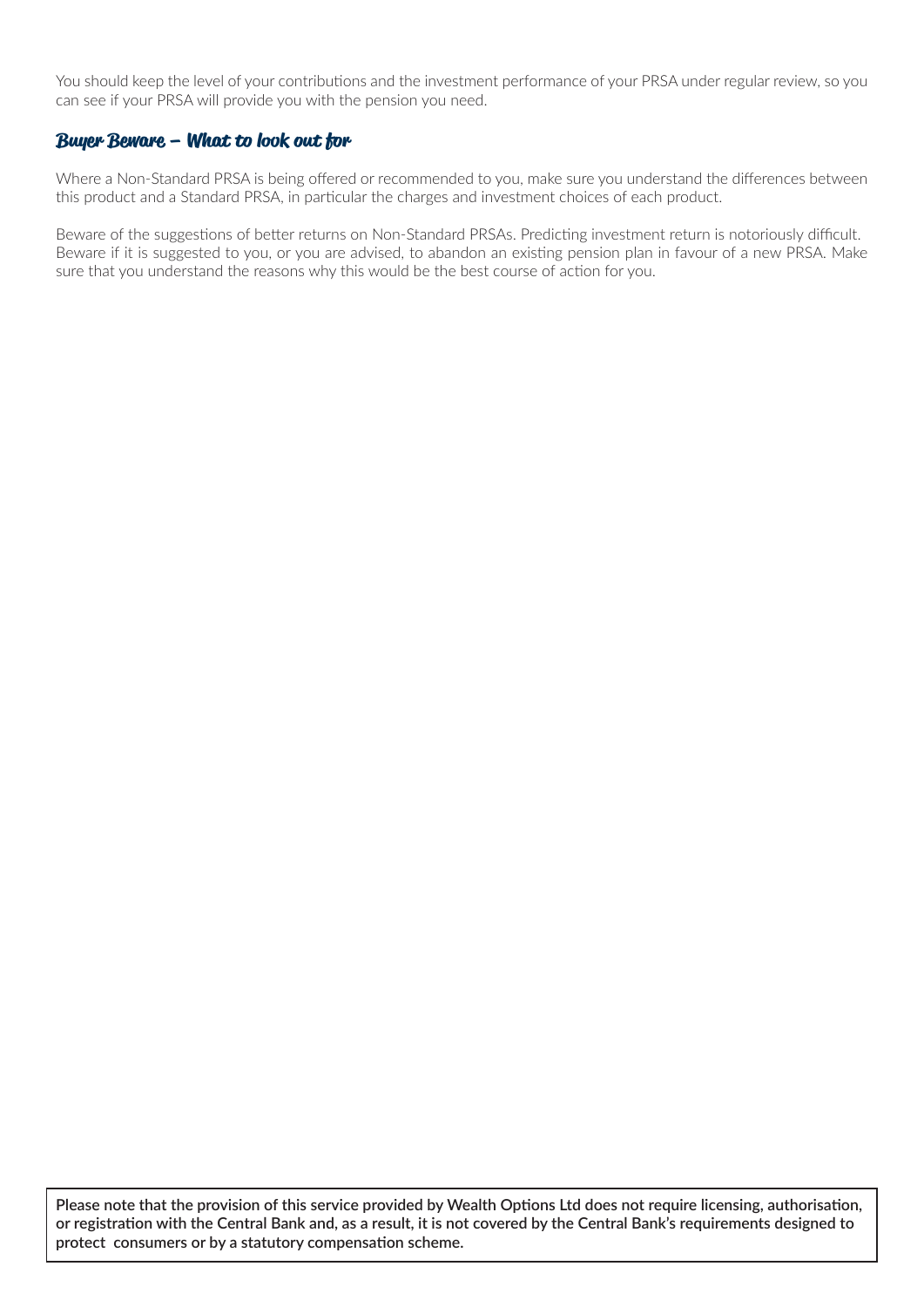You should keep the level of your contributions and the investment performance of your PRSA under regular review, so you can see if your PRSA will provide you with the pension you need.

## Buyer Beware – What to look out for

Where a Non-Standard PRSA is being offered or recommended to you, make sure you understand the differences between this product and a Standard PRSA, in particular the charges and investment choices of each product.

Beware of the suggestions of better returns on Non-Standard PRSAs. Predicting investment return is notoriously difficult. Beware if it is suggested to you, or you are advised, to abandon an existing pension plan in favour of a new PRSA. Make sure that you understand the reasons why this would be the best course of action for you.

**Please note that the provision of this service provided by Wealth Options Ltd does not require licensing, authorisation, or registration with the Central Bank and, as a result, it is not covered by the Central Bank's requirements designed to protect consumers or by a statutory compensation scheme.**